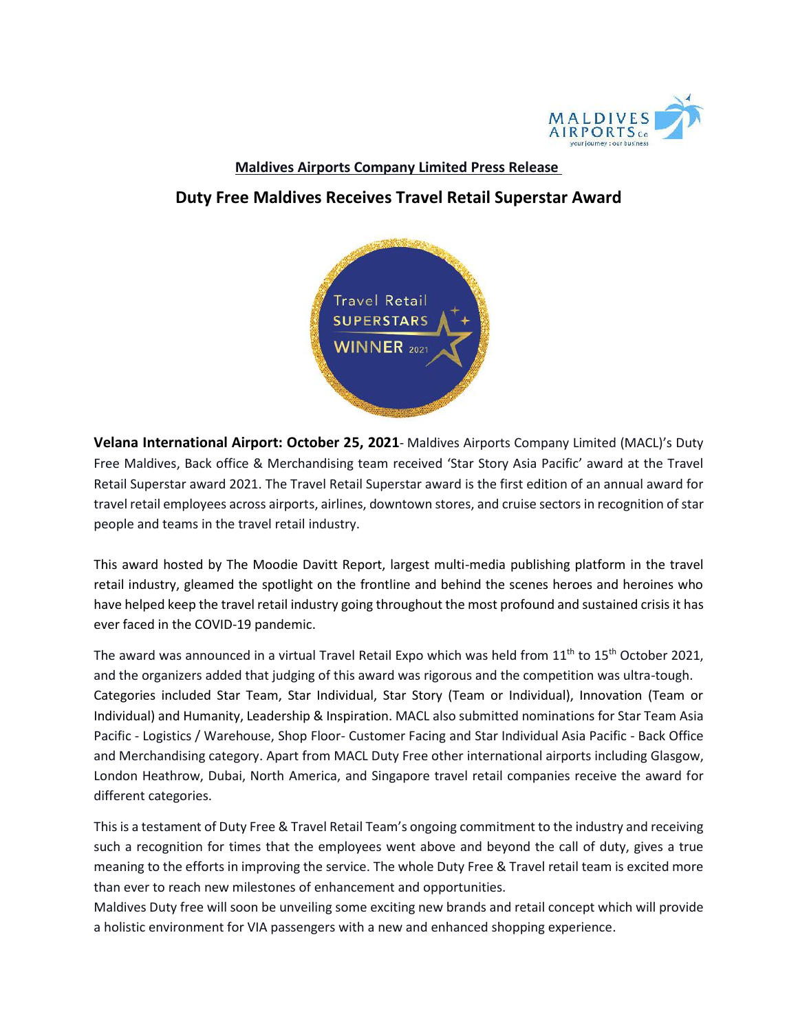**Maldives Airports Company Limited Press Release**

# Duty Free Maldives Receives Travel Retail Superstar Award

**Velana International Airport: October 25, 2021**- Maldives Airports Company Limited (MACL)'s Duty Free Maldives, Back office & Merchandising team received 'Star Story Asia Pacific' award at the Travel Retail Superstar award 2021. The Travel Retail Superstar award is the first edition of an annual award for travel retail employees across airports, airlines, downtown stores, and cruise sectors in recognition of star people and teams in the travel retail industry.

This award hosted by The Moodie Davitt Report, largest multi-media publishing platform in the travel retail industry, gleamed the spotlight on the frontline and behind the scenes heroes and heroines who have helped keep the travel retail industry going throughout the most profound and sustained crisis it has ever faced in the COVID-19 pandemic.

The award was announced in a virtual Travel Retail Expo which was held from 11th to 15th October 2021, and the organizers added that judging of this award was rigorous and the competition was ultra-tough. Categories included Star Team, Star Individual, Star Story (Team or Individual), Innovation (Team or Individual) and Humanity, Leadership & Inspiration. MACL also submitted nominations for Star Team Asia Pacific - Logistics / Warehouse, Shop Floor- Customer Facing and Star Individual Asia Pacific - Back Office and Merchandising category. Apart from MACL Duty Free other international airports including Glasgow, London Heathrow, Dubai, North America, and Singapore travel retail companies receive the award for different categories.

This is a testament of Duty Free & Travel Retail Team's ongoing commitment to the industry and receiving such a recognition for times that the employees went above and beyond the call of duty, gives a true meaning to the efforts in improving the service. The whole Duty Free & Travel retail team is excited more than ever to reach new milestones of enhancement and opportunities.

Maldives Duty free will soon be unveiling some exciting new brands and retail concept which will provide a holistic environment for VIA passengers with a new and enhanced shopping experience.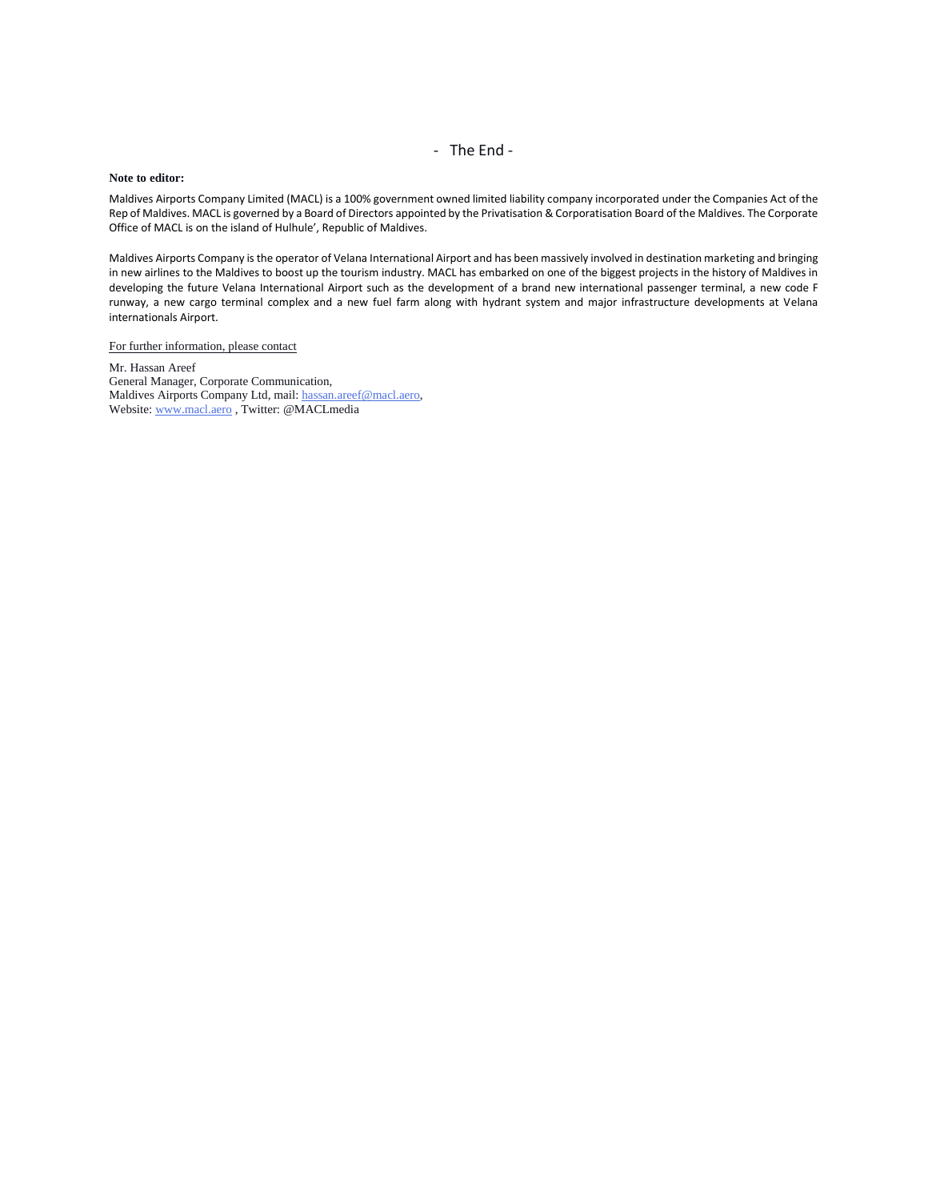- The End -

**Note to editor:**

Maldives Airports Company Limited (MACL) is a 100% government owned limited liability company incorporated under the Companies Act of the Rep of Maldives. MACL is governed by a Board of Directors appointed by the Privatisation & Corporatisation Board of the Maldives. The Corporate Office of MACL is on the island of Hulhule', Republic of Maldives.

Maldives Airports Company is the operator of Velana International Airport and has been massively involved in destination marketing and bringing in new airlines to the Maldives to boost up the tourism industry. MACL has embarked on one of the biggest projects in the history of Maldives in developing the future Velana International Airport such as the development of a brand new international passenger terminal, a new code F runway, a new cargo terminal complex and a new fuel farm along with hydrant system and major infrastructure developments at Velana internationals Airport.

For further information, please contact

Mr. Hassan Areef
General Manager, Corporate Communication,
Maldives Airports Company Ltd, mail: hassan.areef@macl.aero,
Website: www.macl.aero , Twitter: @MACLmedia